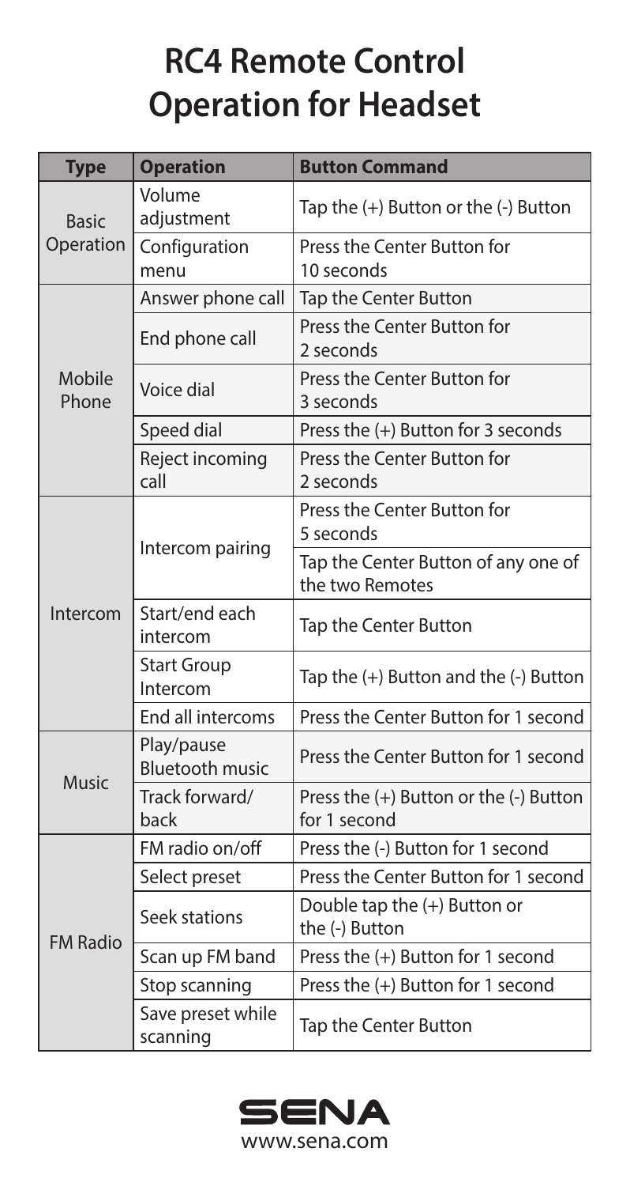# RC4 Remote Control Operation for Headset

| Type | Operation | Button Command |
| --- | --- | --- |
| Basic Operation | Volume adjustment | Tap the (+) Button or the (-) Button |
| | Configuration menu | Press the Center Button for 10 seconds |
| Mobile Phone | Answer phone call | Tap the Center Button |
| | End phone call | Press the Center Button for 2 seconds |
| | Voice dial | Press the Center Button for 3 seconds |
| | Speed dial | Press the (+) Button for 3 seconds |
| | Reject incoming call | Press the Center Button for 2 seconds |
| Intercom | Intercom pairing | Press the Center Button for 5 seconds |
| | | Tap the Center Button of any one of the two Remotes |
| | Start/end each intercom | Tap the Center Button |
| | Start Group Intercom | Tap the (+) Button and the (-) Button |
| | End all intercoms | Press the Center Button for 1 second |
| Music | Play/pause Bluetooth music | Press the Center Button for 1 second |
| | Track forward/back | Press the (+) Button or the (-) Button for 1 second |
| FM Radio | FM radio on/off | Press the (-) Button for 1 second |
| | Select preset | Press the Center Button for 1 second |
| | Seek stations | Double tap the (+) Button or the (-) Button |
| | Scan up FM band | Press the (+) Button for 1 second |
| | Stop scanning | Press the (+) Button for 1 second |
| | Save preset while scanning | Tap the Center Button |

SENA

www.sena.com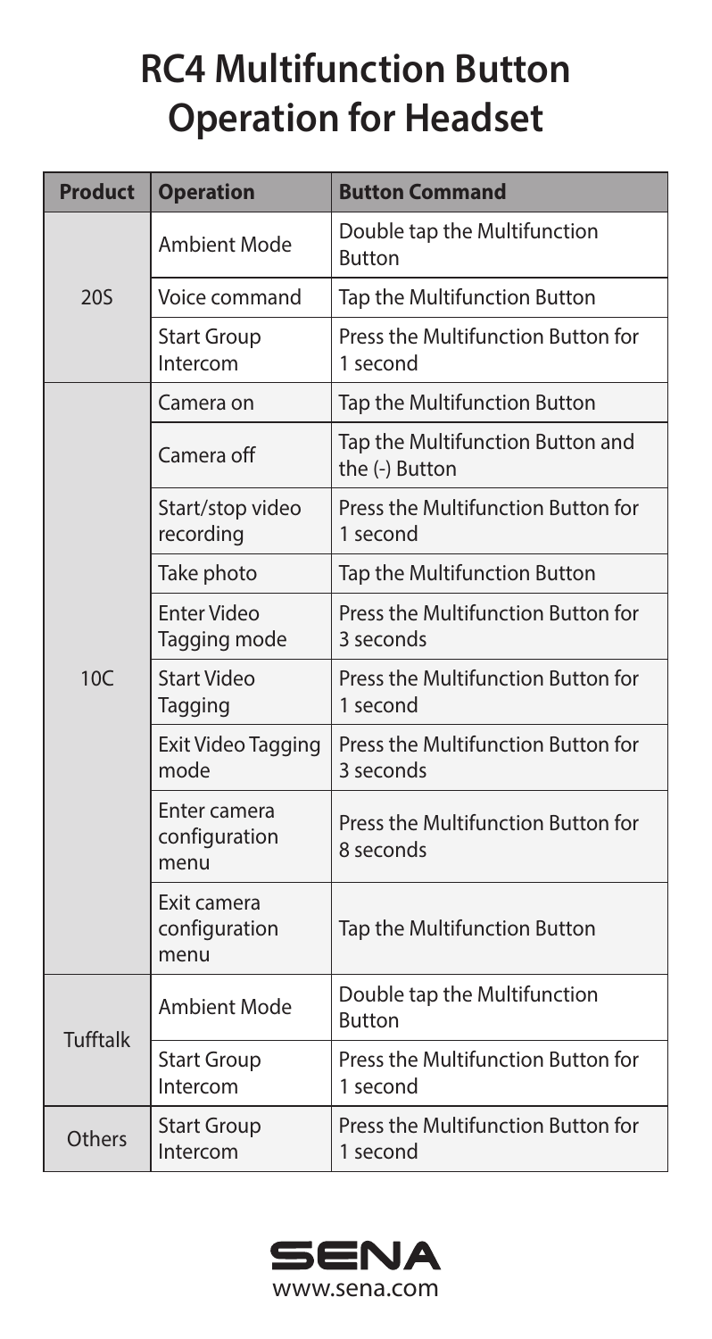# RC4 Multifunction Button Operation for Headset

| Product | Operation | Button Command |
|---|---|---|
| 20S | Ambient Mode | Double tap the Multifunction Button |
| | Voice command | Tap the Multifunction Button |
| | Start Group Intercom | Press the Multifunction Button for 1 second |
| 10C | Camera on | Tap the Multifunction Button |
| | Camera off | Tap the Multifunction Button and the (-) Button |
| | Start/stop video recording | Press the Multifunction Button for 1 second |
| | Take photo | Tap the Multifunction Button |
| | Enter Video Tagging mode | Press the Multifunction Button for 3 seconds |
| | Start Video Tagging | Press the Multifunction Button for 1 second |
| | Exit Video Tagging mode | Press the Multifunction Button for 3 seconds |
| | Enter camera configuration menu | Press the Multifunction Button for 8 seconds |
| | Exit camera configuration menu | Tap the Multifunction Button |
| Tufftalk | Ambient Mode | Double tap the Multifunction Button |
| | Start Group Intercom | Press the Multifunction Button for 1 second |
| Others | Start Group Intercom | Press the Multifunction Button for 1 second |

SENA
www.sena.com